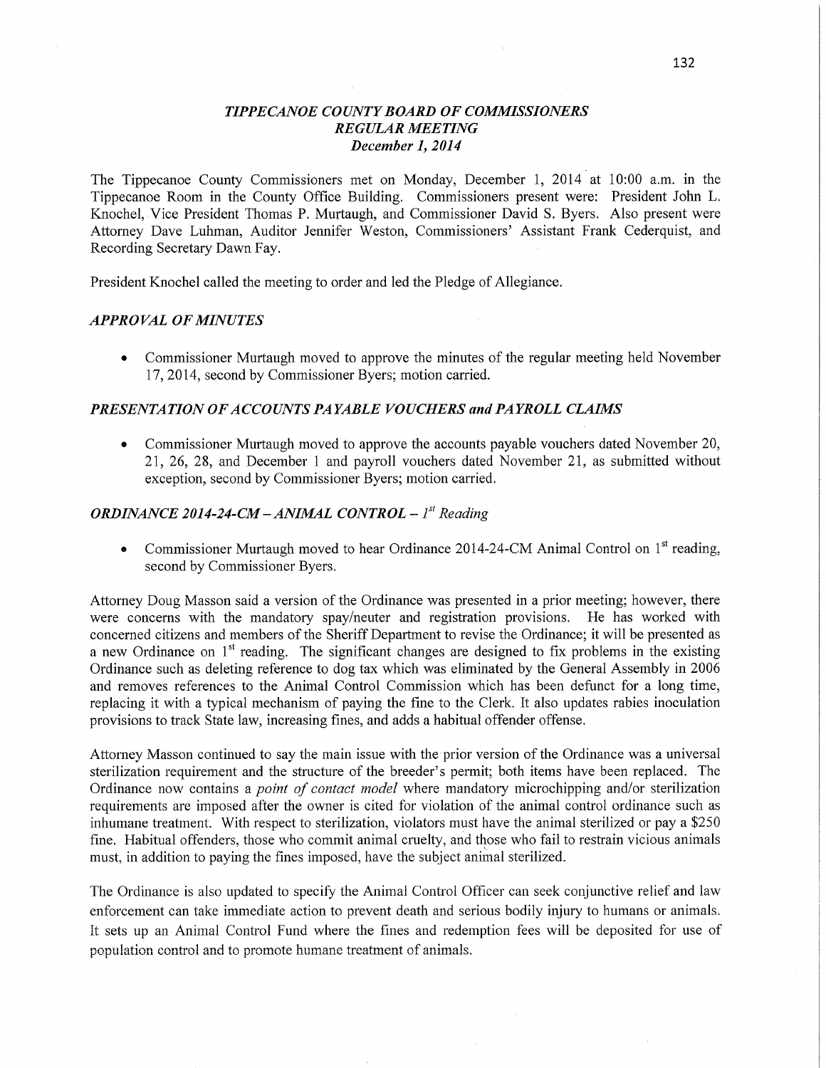# *TIPPECANOE COUNTY BOARD OF COMMISSIONERS*
## *REGULAR MEETING*
### *December 1, 2014*

The Tippecanoe County Commissioners met on Monday, December 1, 2014 at 10:00 a.m. in the Tippecanoe Room in the County Office Building. Commissioners present were: President John L. Knochel, Vice President Thomas P. Murtaugh, and Commissioner David S. Byers. Also present were Attorney Dave Luhman, Auditor Jennifer Weston, Commissioners' Assistant Frank Cederquist, and Recording Secretary Dawn Fay.

President Knochel called the meeting to order and led the Pledge of Allegiance.

## *APPROVAL OF MINUTES*

- Commissioner Murtaugh moved to approve the minutes of the regular meeting held November 17, 2014, second by Commissioner Byers; motion carried.

## *PRESENTATION OF ACCOUNTS PAYABLE VOUCHERS and PAYROLL CLAIMS*

- Commissioner Murtaugh moved to approve the accounts payable vouchers dated November 20, 21, 26, 28, and December 1 and payroll vouchers dated November 21, as submitted without exception, second by Commissioner Byers; motion carried.

## *ORDINANCE 2014-24-CM – ANIMAL CONTROL – 1st Reading*

- Commissioner Murtaugh moved to hear Ordinance 2014-24-CM Animal Control on 1st reading, second by Commissioner Byers.

Attorney Doug Masson said a version of the Ordinance was presented in a prior meeting; however, there were concerns with the mandatory spay/neuter and registration provisions. He has worked with concerned citizens and members of the Sheriff Department to revise the Ordinance; it will be presented as a new Ordinance on 1st reading. The significant changes are designed to fix problems in the existing Ordinance such as deleting reference to dog tax which was eliminated by the General Assembly in 2006 and removes references to the Animal Control Commission which has been defunct for a long time, replacing it with a typical mechanism of paying the fine to the Clerk. It also updates rabies inoculation provisions to track State law, increasing fines, and adds a habitual offender offense.

Attorney Masson continued to say the main issue with the prior version of the Ordinance was a universal sterilization requirement and the structure of the breeder's permit; both items have been replaced. The Ordinance now contains a *point of contact model* where mandatory microchipping and/or sterilization requirements are imposed after the owner is cited for violation of the animal control ordinance such as inhumane treatment. With respect to sterilization, violators must have the animal sterilized or pay a $250 fine. Habitual offenders, those who commit animal cruelty, and those who fail to restrain vicious animals must, in addition to paying the fines imposed, have the subject animal sterilized.

The Ordinance is also updated to specify the Animal Control Officer can seek conjunctive relief and law enforcement can take immediate action to prevent death and serious bodily injury to humans or animals. It sets up an Animal Control Fund where the fines and redemption fees will be deposited for use of population control and to promote humane treatment of animals.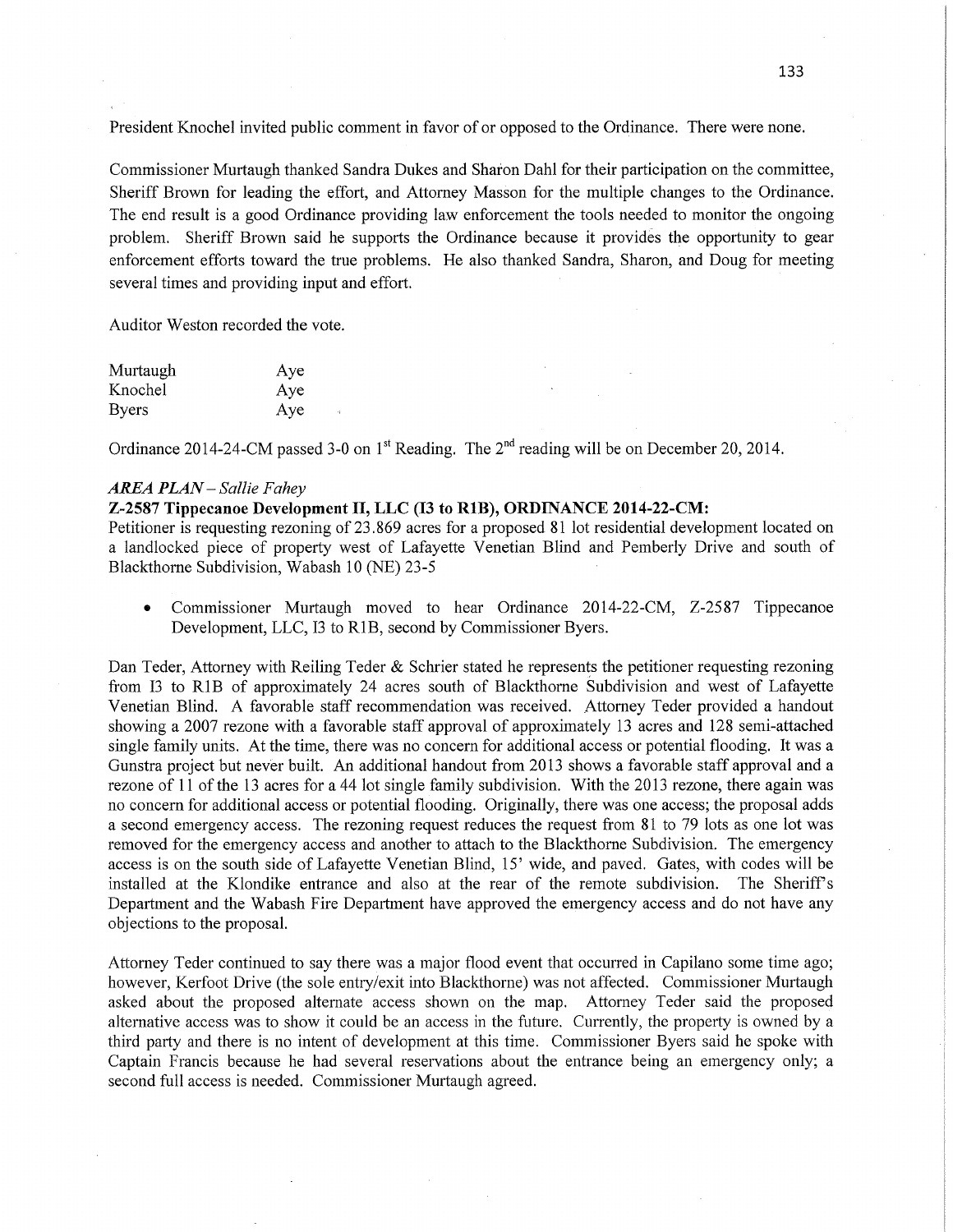President Knochel invited public comment in favor of or opposed to the Ordinance. There were none.

Commissioner Murtaugh thanked Sandra Dukes and Sharon Dahl for their participation on the committee, Sheriff Brown for leading the effort, and Attorney Masson for the multiple changes to the Ordinance. The end result is a good Ordinance providing law enforcement the tools needed to monitor the ongoing problem. Sheriff Brown said he supports the Ordinance because it provides the opportunity to gear enforcement efforts toward the true problems. He also thanked Sandra, Sharon, and Doug for meeting several times and providing input and effort.

Auditor Weston recorded the vote.

| | |
|---|---|
| Murtaugh | Aye |
| Knochel | Aye |
| Byers | Aye |

Ordinance 2014-24-CM passed 3-0 on 1st Reading. The 2nd reading will be on December 20, 2014.

*AREA PLAN – Sallie Fahey*

**Z-2587 Tippecanoe Development II, LLC (I3 to R1B), ORDINANCE 2014-22-CM:**

Petitioner is requesting rezoning of 23.869 acres for a proposed 81 lot residential development located on a landlocked piece of property west of Lafayette Venetian Blind and Pemberly Drive and south of Blackthorne Subdivision, Wabash 10 (NE) 23-5

- Commissioner Murtaugh moved to hear Ordinance 2014-22-CM, Z-2587 Tippecanoe Development, LLC, I3 to R1B, second by Commissioner Byers.

Dan Teder, Attorney with Reiling Teder & Schrier stated he represents the petitioner requesting rezoning from I3 to R1B of approximately 24 acres south of Blackthorne Subdivision and west of Lafayette Venetian Blind. A favorable staff recommendation was received. Attorney Teder provided a handout showing a 2007 rezone with a favorable staff approval of approximately 13 acres and 128 semi-attached single family units. At the time, there was no concern for additional access or potential flooding. It was a Gunstra project but never built. An additional handout from 2013 shows a favorable staff approval and a rezone of 11 of the 13 acres for a 44 lot single family subdivision. With the 2013 rezone, there again was no concern for additional access or potential flooding. Originally, there was one access; the proposal adds a second emergency access. The rezoning request reduces the request from 81 to 79 lots as one lot was removed for the emergency access and another to attach to the Blackthorne Subdivision. The emergency access is on the south side of Lafayette Venetian Blind, 15' wide, and paved. Gates, with codes will be installed at the Klondike entrance and also at the rear of the remote subdivision. The Sheriff's Department and the Wabash Fire Department have approved the emergency access and do not have any objections to the proposal.

Attorney Teder continued to say there was a major flood event that occurred in Capilano some time ago; however, Kerfoot Drive (the sole entry/exit into Blackthorne) was not affected. Commissioner Murtaugh asked about the proposed alternate access shown on the map. Attorney Teder said the proposed alternative access was to show it could be an access in the future. Currently, the property is owned by a third party and there is no intent of development at this time. Commissioner Byers said he spoke with Captain Francis because he had several reservations about the entrance being an emergency only; a second full access is needed. Commissioner Murtaugh agreed.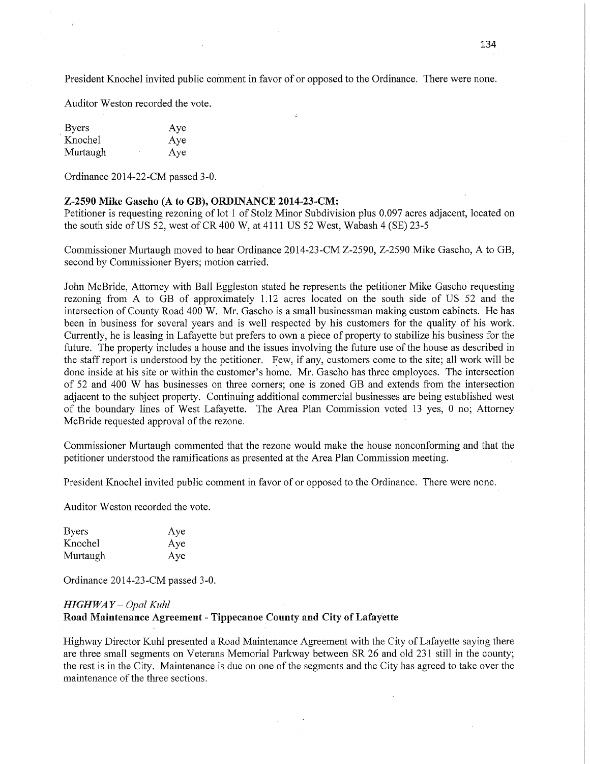President Knochel invited public comment in favor of or opposed to the Ordinance. There were none.

Auditor Weston recorded the vote.

| | |
|---|---|
| Byers | Aye |
| Knochel | Aye |
| Murtaugh | Aye |

Ordinance 2014-22-CM passed 3-0.

**Z-2590 Mike Gascho (A to GB), ORDINANCE 2014-23-CM:**
Petitioner is requesting rezoning of lot 1 of Stolz Minor Subdivision plus 0.097 acres adjacent, located on the south side of US 52, west of CR 400 W, at 4111 US 52 West, Wabash 4 (SE) 23-5

Commissioner Murtaugh moved to hear Ordinance 2014-23-CM Z-2590, Z-2590 Mike Gascho, A to GB, second by Commissioner Byers; motion carried.

John McBride, Attorney with Ball Eggleston stated he represents the petitioner Mike Gascho requesting rezoning from A to GB of approximately 1.12 acres located on the south side of US 52 and the intersection of County Road 400 W. Mr. Gascho is a small businessman making custom cabinets. He has been in business for several years and is well respected by his customers for the quality of his work. Currently, he is leasing in Lafayette but prefers to own a piece of property to stabilize his business for the future. The property includes a house and the issues involving the future use of the house as described in the staff report is understood by the petitioner. Few, if any, customers come to the site; all work will be done inside at his site or within the customer's home. Mr. Gascho has three employees. The intersection of 52 and 400 W has businesses on three corners; one is zoned GB and extends from the intersection adjacent to the subject property. Continuing additional commercial businesses are being established west of the boundary lines of West Lafayette. The Area Plan Commission voted 13 yes, 0 no; Attorney McBride requested approval of the rezone.

Commissioner Murtaugh commented that the rezone would make the house nonconforming and that the petitioner understood the ramifications as presented at the Area Plan Commission meeting.

President Knochel invited public comment in favor of or opposed to the Ordinance. There were none.

Auditor Weston recorded the vote.

| | |
|---|---|
| Byers | Aye |
| Knochel | Aye |
| Murtaugh | Aye |

Ordinance 2014-23-CM passed 3-0.

***HIGHWAY** – Opal Kuhl*
**Road Maintenance Agreement - Tippecanoe County and City of Lafayette**

Highway Director Kuhl presented a Road Maintenance Agreement with the City of Lafayette saying there are three small segments on Veterans Memorial Parkway between SR 26 and old 231 still in the county; the rest is in the City. Maintenance is due on one of the segments and the City has agreed to take over the maintenance of the three sections.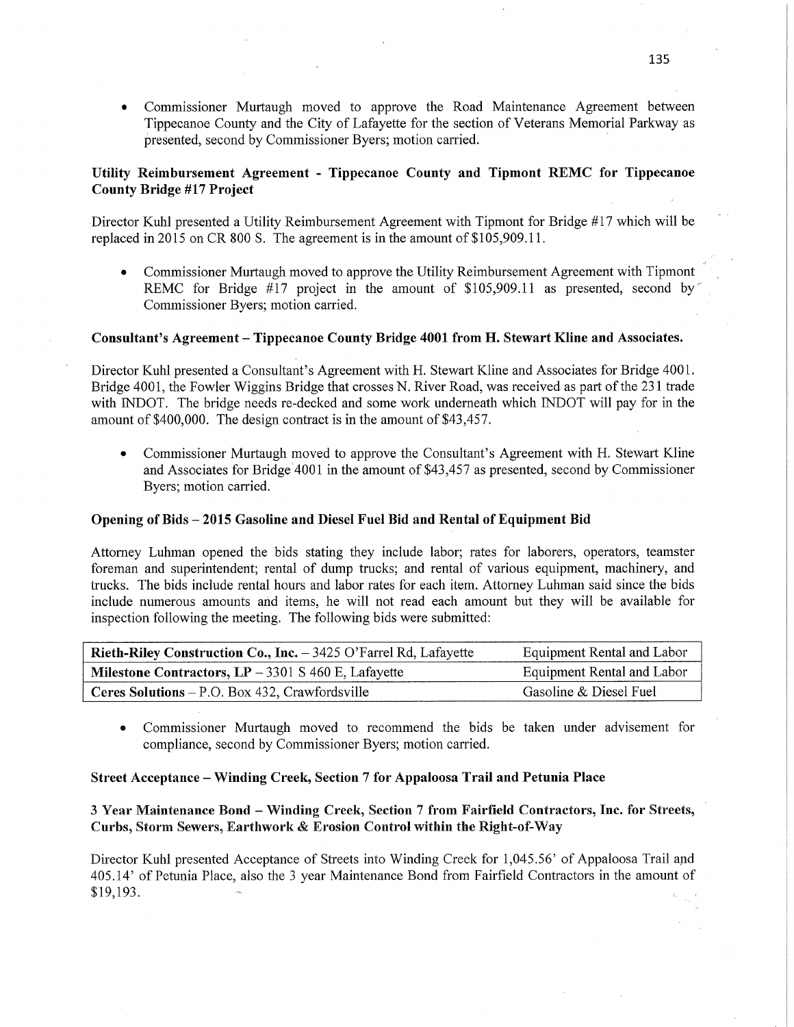- Commissioner Murtaugh moved to approve the Road Maintenance Agreement between Tippecanoe County and the City of Lafayette for the section of Veterans Memorial Parkway as presented, second by Commissioner Byers; motion carried.

**Utility Reimbursement Agreement - Tippecanoe County and Tipmont REMC for Tippecanoe County Bridge #17 Project**

Director Kuhl presented a Utility Reimbursement Agreement with Tipmont for Bridge #17 which will be replaced in 2015 on CR 800 S. The agreement is in the amount of $105,909.11.

- Commissioner Murtaugh moved to approve the Utility Reimbursement Agreement with Tipmont REMC for Bridge #17 project in the amount of $105,909.11 as presented, second by Commissioner Byers; motion carried.

**Consultant's Agreement – Tippecanoe County Bridge 4001 from H. Stewart Kline and Associates.**

Director Kuhl presented a Consultant's Agreement with H. Stewart Kline and Associates for Bridge 4001. Bridge 4001, the Fowler Wiggins Bridge that crosses N. River Road, was received as part of the 231 trade with INDOT. The bridge needs re-decked and some work underneath which INDOT will pay for in the amount of $400,000. The design contract is in the amount of $43,457.

- Commissioner Murtaugh moved to approve the Consultant's Agreement with H. Stewart Kline and Associates for Bridge 4001 in the amount of $43,457 as presented, second by Commissioner Byers; motion carried.

**Opening of Bids – 2015 Gasoline and Diesel Fuel Bid and Rental of Equipment Bid**

Attorney Luhman opened the bids stating they include labor; rates for laborers, operators, teamster foreman and superintendent; rental of dump trucks; and rental of various equipment, machinery, and trucks. The bids include rental hours and labor rates for each item. Attorney Luhman said since the bids include numerous amounts and items, he will not read each amount but they will be available for inspection following the meeting. The following bids were submitted:

| | |
|---|---|
| **Rieth-Riley Construction Co., Inc.** – 3425 O'Farrel Rd, Lafayette | Equipment Rental and Labor |
| **Milestone Contractors, LP** – 3301 S 460 E, Lafayette | Equipment Rental and Labor |
| **Ceres Solutions** – P.O. Box 432, Crawfordsville | Gasoline & Diesel Fuel |

- Commissioner Murtaugh moved to recommend the bids be taken under advisement for compliance, second by Commissioner Byers; motion carried.

**Street Acceptance – Winding Creek, Section 7 for Appaloosa Trail and Petunia Place**

**3 Year Maintenance Bond – Winding Creek, Section 7 from Fairfield Contractors, Inc. for Streets, Curbs, Storm Sewers, Earthwork & Erosion Control within the Right-of-Way**

Director Kuhl presented Acceptance of Streets into Winding Creek for 1,045.56' of Appaloosa Trail and 405.14' of Petunia Place, also the 3 year Maintenance Bond from Fairfield Contractors in the amount of $19,193.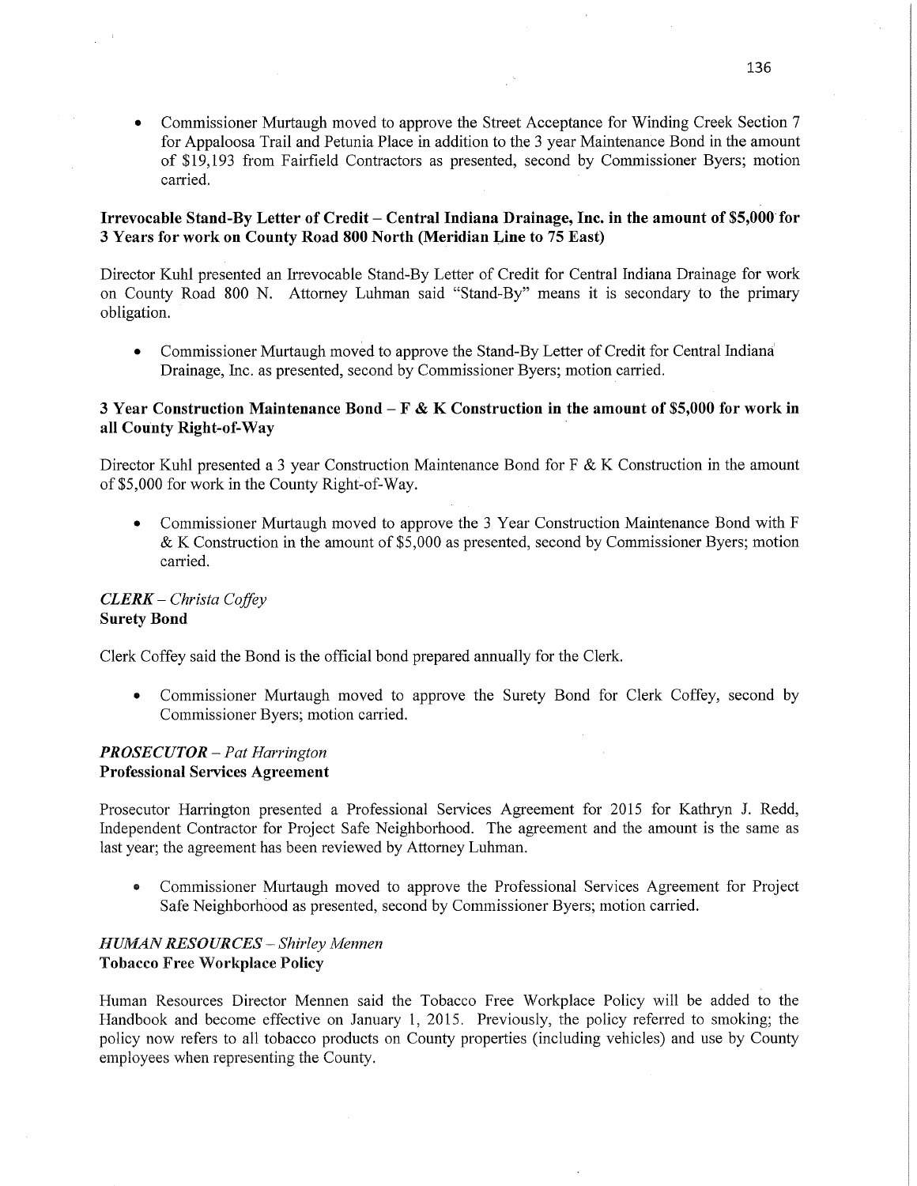- Commissioner Murtaugh moved to approve the Street Acceptance for Winding Creek Section 7 for Appaloosa Trail and Petunia Place in addition to the 3 year Maintenance Bond in the amount of $19,193 from Fairfield Contractors as presented, second by Commissioner Byers; motion carried.

**Irrevocable Stand-By Letter of Credit – Central Indiana Drainage, Inc. in the amount of $5,000 for 3 Years for work on County Road 800 North (Meridian Line to 75 East)**

Director Kuhl presented an Irrevocable Stand-By Letter of Credit for Central Indiana Drainage for work on County Road 800 N. Attorney Luhman said "Stand-By" means it is secondary to the primary obligation.

- Commissioner Murtaugh moved to approve the Stand-By Letter of Credit for Central Indiana Drainage, Inc. as presented, second by Commissioner Byers; motion carried.

**3 Year Construction Maintenance Bond – F & K Construction in the amount of $5,000 for work in all County Right-of-Way**

Director Kuhl presented a 3 year Construction Maintenance Bond for F & K Construction in the amount of $5,000 for work in the County Right-of-Way.

- Commissioner Murtaugh moved to approve the 3 Year Construction Maintenance Bond with F & K Construction in the amount of $5,000 as presented, second by Commissioner Byers; motion carried.

***CLERK** – Christa Coffey*
**Surety Bond**

Clerk Coffey said the Bond is the official bond prepared annually for the Clerk.

- Commissioner Murtaugh moved to approve the Surety Bond for Clerk Coffey, second by Commissioner Byers; motion carried.

***PROSECUTOR** – Pat Harrington*
**Professional Services Agreement**

Prosecutor Harrington presented a Professional Services Agreement for 2015 for Kathryn J. Redd, Independent Contractor for Project Safe Neighborhood. The agreement and the amount is the same as last year; the agreement has been reviewed by Attorney Luhman.

- Commissioner Murtaugh moved to approve the Professional Services Agreement for Project Safe Neighborhood as presented, second by Commissioner Byers; motion carried.

***HUMAN RESOURCES** – Shirley Mennen*
**Tobacco Free Workplace Policy**

Human Resources Director Mennen said the Tobacco Free Workplace Policy will be added to the Handbook and become effective on January 1, 2015. Previously, the policy referred to smoking; the policy now refers to all tobacco products on County properties (including vehicles) and use by County employees when representing the County.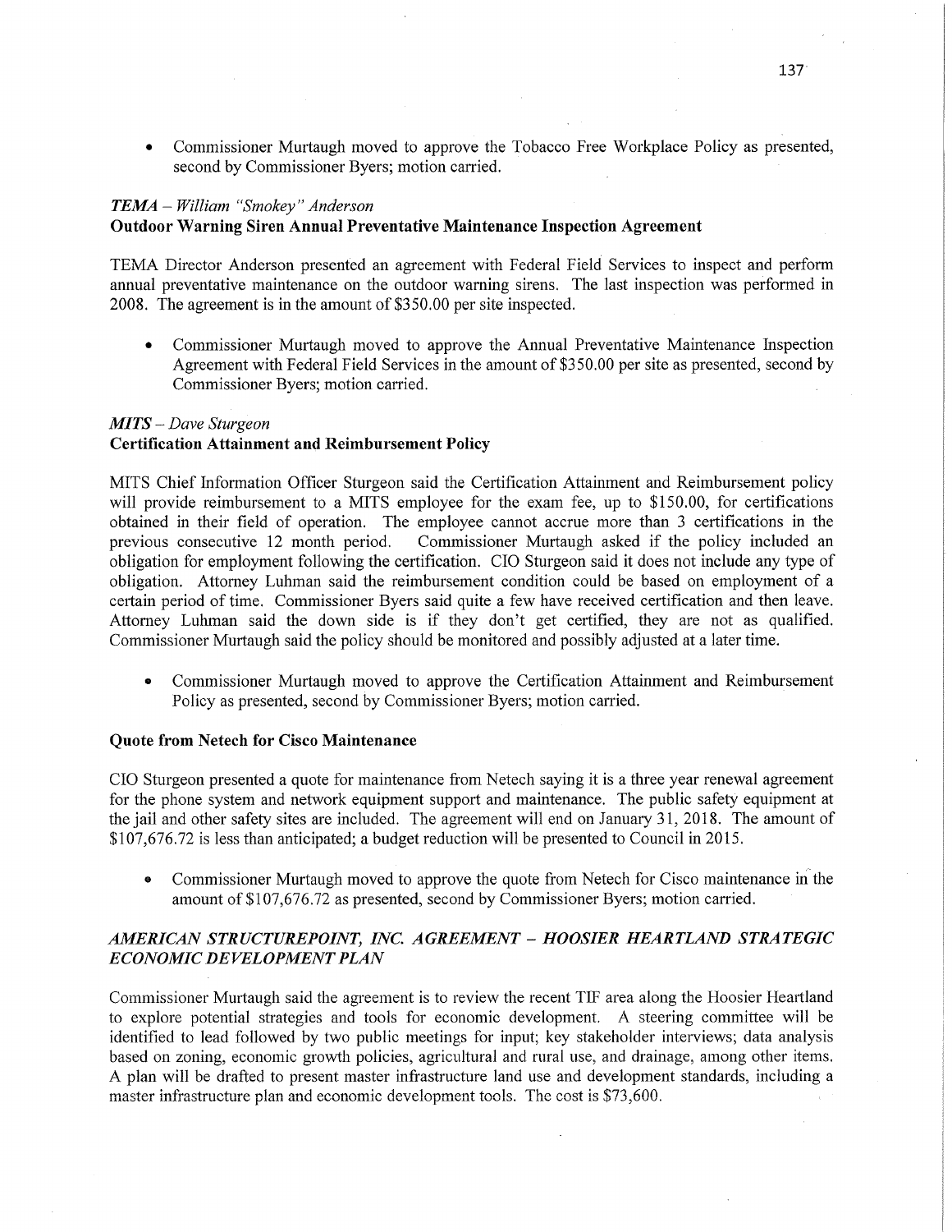- Commissioner Murtaugh moved to approve the Tobacco Free Workplace Policy as presented, second by Commissioner Byers; motion carried.

### *TEMA – William "Smokey" Anderson*
**Outdoor Warning Siren Annual Preventative Maintenance Inspection Agreement**

TEMA Director Anderson presented an agreement with Federal Field Services to inspect and perform annual preventative maintenance on the outdoor warning sirens. The last inspection was performed in 2008. The agreement is in the amount of $350.00 per site inspected.

- Commissioner Murtaugh moved to approve the Annual Preventative Maintenance Inspection Agreement with Federal Field Services in the amount of $350.00 per site as presented, second by Commissioner Byers; motion carried.

### *MITS – Dave Sturgeon*
**Certification Attainment and Reimbursement Policy**

MITS Chief Information Officer Sturgeon said the Certification Attainment and Reimbursement policy will provide reimbursement to a MITS employee for the exam fee, up to $150.00, for certifications obtained in their field of operation. The employee cannot accrue more than 3 certifications in the previous consecutive 12 month period. Commissioner Murtaugh asked if the policy included an obligation for employment following the certification. CIO Sturgeon said it does not include any type of obligation. Attorney Luhman said the reimbursement condition could be based on employment of a certain period of time. Commissioner Byers said quite a few have received certification and then leave. Attorney Luhman said the down side is if they don't get certified, they are not as qualified. Commissioner Murtaugh said the policy should be monitored and possibly adjusted at a later time.

- Commissioner Murtaugh moved to approve the Certification Attainment and Reimbursement Policy as presented, second by Commissioner Byers; motion carried.

**Quote from Netech for Cisco Maintenance**

CIO Sturgeon presented a quote for maintenance from Netech saying it is a three year renewal agreement for the phone system and network equipment support and maintenance. The public safety equipment at the jail and other safety sites are included. The agreement will end on January 31, 2018. The amount of $107,676.72 is less than anticipated; a budget reduction will be presented to Council in 2015.

- Commissioner Murtaugh moved to approve the quote from Netech for Cisco maintenance in the amount of $107,676.72 as presented, second by Commissioner Byers; motion carried.

### *AMERICAN STRUCTUREPOINT, INC. AGREEMENT – HOOSIER HEARTLAND STRATEGIC ECONOMIC DEVELOPMENT PLAN*

Commissioner Murtaugh said the agreement is to review the recent TIF area along the Hoosier Heartland to explore potential strategies and tools for economic development. A steering committee will be identified to lead followed by two public meetings for input; key stakeholder interviews; data analysis based on zoning, economic growth policies, agricultural and rural use, and drainage, among other items. A plan will be drafted to present master infrastructure land use and development standards, including a master infrastructure plan and economic development tools. The cost is $73,600.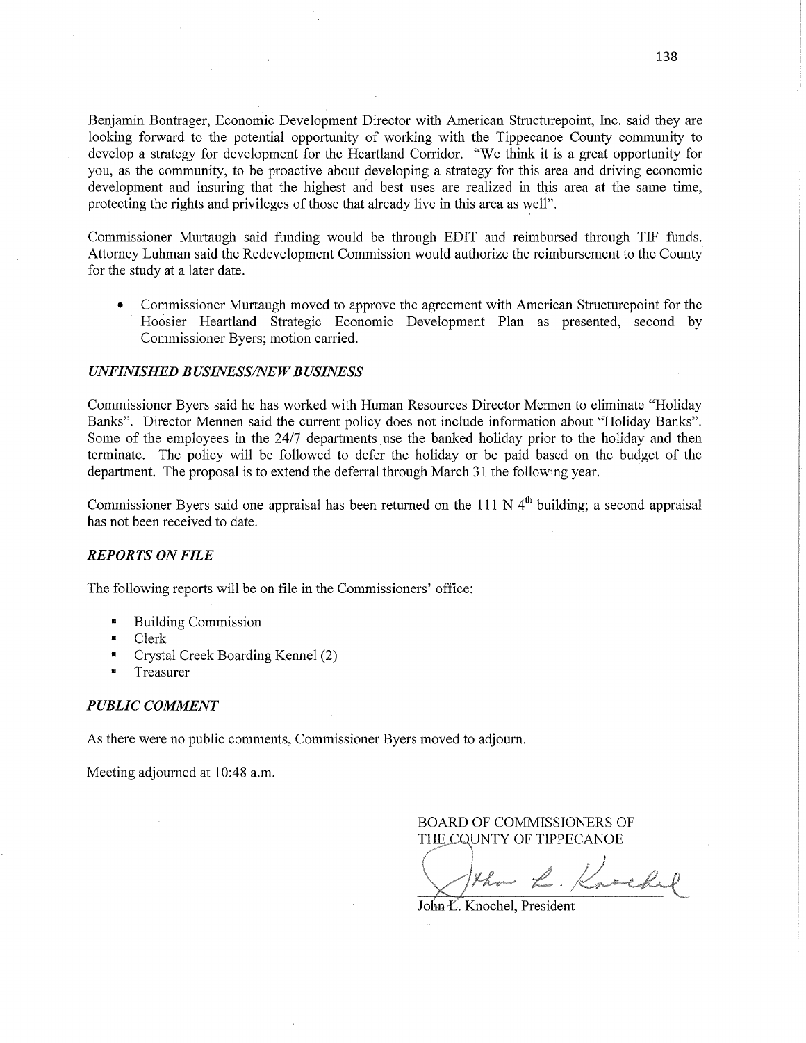Benjamin Bontrager, Economic Development Director with American Structurepoint, Inc. said they are looking forward to the potential opportunity of working with the Tippecanoe County community to develop a strategy for development for the Heartland Corridor. "We think it is a great opportunity for you, as the community, to be proactive about developing a strategy for this area and driving economic development and insuring that the highest and best uses are realized in this area at the same time, protecting the rights and privileges of those that already live in this area as well".

Commissioner Murtaugh said funding would be through EDIT and reimbursed through TIF funds. Attorney Luhman said the Redevelopment Commission would authorize the reimbursement to the County for the study at a later date.

- Commissioner Murtaugh moved to approve the agreement with American Structurepoint for the Hoosier Heartland Strategic Economic Development Plan as presented, second by Commissioner Byers; motion carried.

### *UNFINISHED BUSINESS/NEW BUSINESS*

Commissioner Byers said he has worked with Human Resources Director Mennen to eliminate "Holiday Banks". Director Mennen said the current policy does not include information about "Holiday Banks". Some of the employees in the 24/7 departments use the banked holiday prior to the holiday and then terminate. The policy will be followed to defer the holiday or be paid based on the budget of the department. The proposal is to extend the deferral through March 31 the following year.

Commissioner Byers said one appraisal has been returned on the 111 N 4th building; a second appraisal has not been received to date.

### *REPORTS ON FILE*

The following reports will be on file in the Commissioners' office:

- Building Commission
- Clerk
- Crystal Creek Boarding Kennel (2)
- Treasurer

### *PUBLIC COMMENT*

As there were no public comments, Commissioner Byers moved to adjourn.

Meeting adjourned at 10:48 a.m.

BOARD OF COMMISSIONERS OF
THE COUNTY OF TIPPECANOE

John L. Knochel, President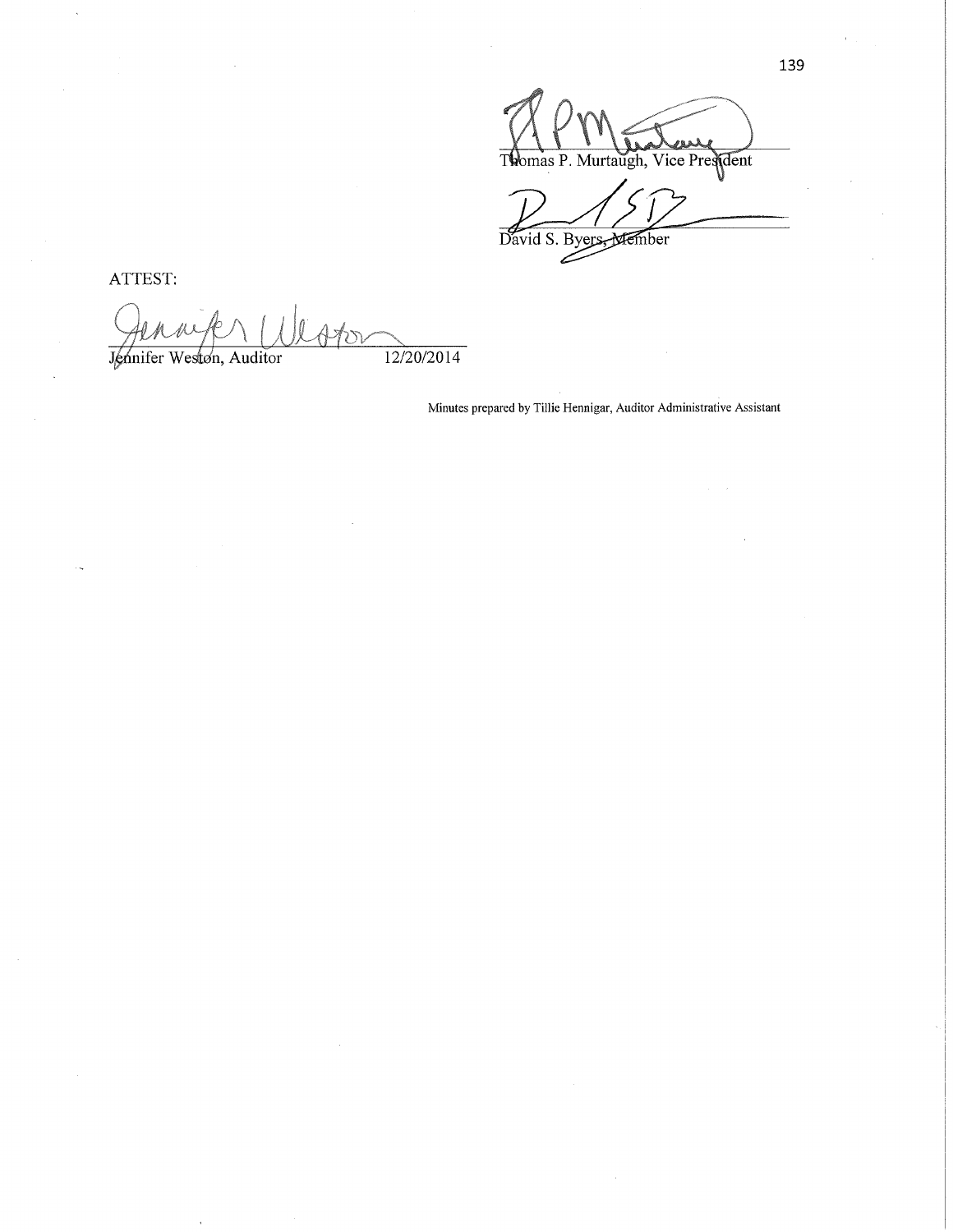Thomas P. Murtaugh, Vice President

David S. Byers, Member

ATTEST:

Jennifer Weston, Auditor 12/20/2014

Minutes prepared by Tillie Hennigar, Auditor Administrative Assistant